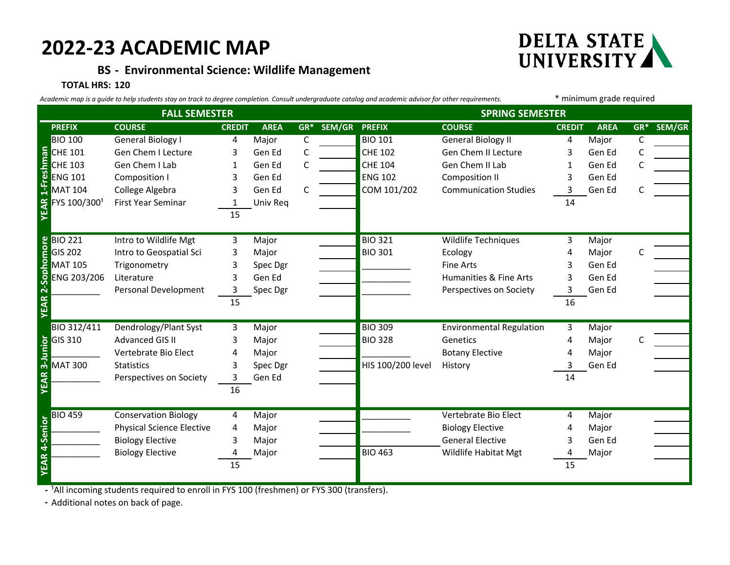# 2022-23 ACADEMIC MAP

DELTA STATE UNIVERSITY

## BS - Environmental Science: Wildlife Management

**TOTAL HRS: 120**

*Academic map is a guide to help students stay on track to degree completion. Consult undergraduate catalog and academic advisor for other requirements.*

\* minimum grade required

| | FALL SEMESTER | | | | | | SPRING SEMESTER | | | | | |
|---|---|---|---|---|---|---|---|---|---|---|---|---|
| | **PREFIX** | **COURSE** | **CREDIT** | **AREA** | **GR*** | **SEM/GR** | **PREFIX** | **COURSE** | **CREDIT** | **AREA** | **GR*** | **SEM/GR** |
| **YEAR 1-Freshman** | BIO 100 | General Biology I | 4 | Major | C | | BIO 101 | General Biology II | 4 | Major | C | |
| | CHE 101 | Gen Chem I Lecture | 3 | Gen Ed | C | | CHE 102 | Gen Chem II Lecture | 3 | Gen Ed | C | |
| | CHE 103 | Gen Chem I Lab | 1 | Gen Ed | C | | CHE 104 | Gen Chem II Lab | 1 | Gen Ed | C | |
| | ENG 101 | Composition I | 3 | Gen Ed | | | ENG 102 | Composition II | 3 | Gen Ed | | |
| | MAT 104 | College Algebra | 3 | Gen Ed | C | | COM 101/202 | Communication Studies | 3 | Gen Ed | C | |
| | FYS 100/300[1] | First Year Seminar | 1 | Univ Req | | | | | 14 | | | |
| | | | 15 | | | | | | | | | |
| **YEAR 2-Sophomore** | BIO 221 | Intro to Wildlife Mgt | 3 | Major | | | BIO 321 | Wildlife Techniques | 3 | Major | | |
| | GIS 202 | Intro to Geospatial Sci | 3 | Major | | | BIO 301 | Ecology | 4 | Major | C | |
| | MAT 105 | Trigonometry | 3 | Spec Dgr | | | __________ | Fine Arts | 3 | Gen Ed | | |
| | ENG 203/206 | Literature | 3 | Gen Ed | | | __________ | Humanities & Fine Arts | 3 | Gen Ed | | |
| | __________ | Personal Development | 3 | Spec Dgr | | | __________ | Perspectives on Society | 3 | Gen Ed | | |
| | | | 15 | | | | | | 16 | | | |
| **YEAR 3-Junior** | BIO 312/411 | Dendrology/Plant Syst | 3 | Major | | | BIO 309 | Environmental Regulation | 3 | Major | | |
| | GIS 310 | Advanced GIS II | 3 | Major | | | BIO 328 | Genetics | 4 | Major | C | |
| | __________ | Vertebrate Bio Elect | 4 | Major | | | __________ | Botany Elective | 4 | Major | | |
| | MAT 300 | Statistics | 3 | Spec Dgr | | | HIS 100/200 level | History | 3 | Gen Ed | | |
| | __________ | Perspectives on Society | 3 | Gen Ed | | | | | 14 | | | |
| | | | 16 | | | | | | | | | |
| **YEAR 4-Senior** | BIO 459 | Conservation Biology | 4 | Major | | | __________ | Vertebrate Bio Elect | 4 | Major | | |
| | __________ | Physical Science Elective | 4 | Major | | | __________ | Biology Elective | 4 | Major | | |
| | __________ | Biology Elective | 3 | Major | | | | General Elective | 3 | Gen Ed | | |
| | __________ | Biology Elective | 4 | Major | | | BIO 463 | Wildlife Habitat Mgt | 4 | Major | | |
| | | | 15 | | | | | | 15 | | | |

- [1]All incoming students required to enroll in FYS 100 (freshmen) or FYS 300 (transfers).
- Additional notes on back of page.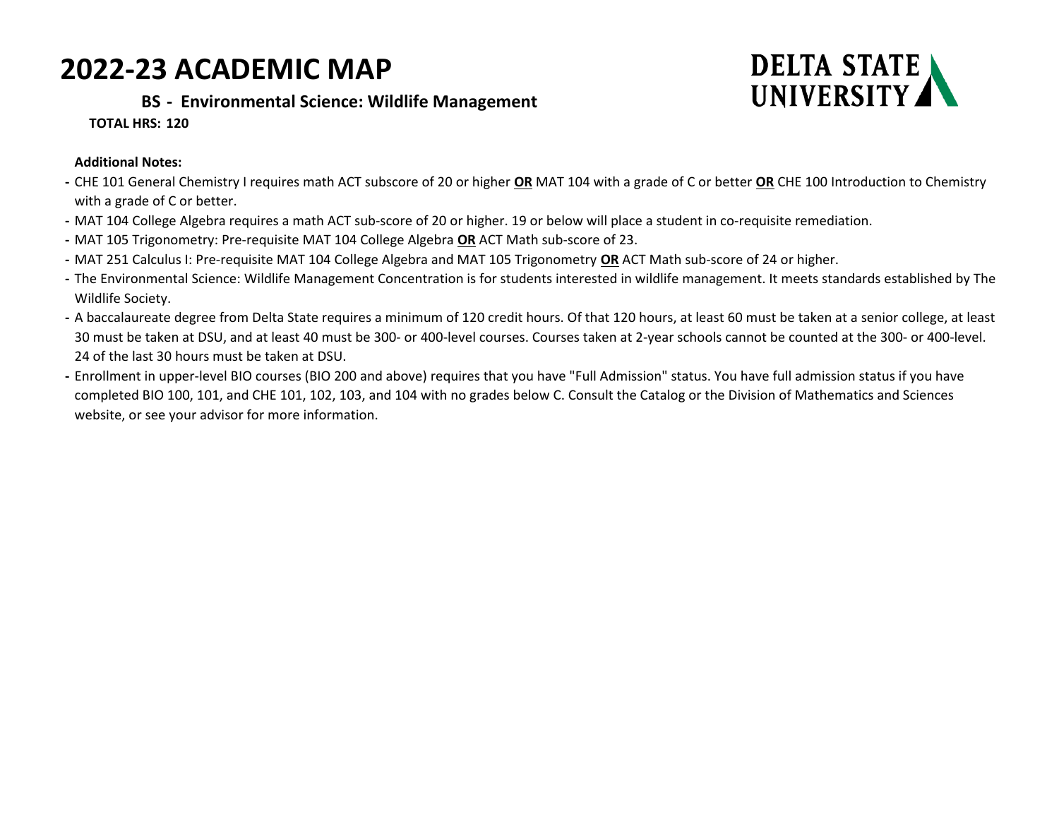# 2022-23 ACADEMIC MAP

**BS - Environmental Science: Wildlife Management**

**TOTAL HRS: 120**

DELTA STATE UNIVERSITY

**Additional Notes:**

- CHE 101 General Chemistry I requires math ACT subscore of 20 or higher **OR** MAT 104 with a grade of C or better **OR** CHE 100 Introduction to Chemistry with a grade of C or better.
- MAT 104 College Algebra requires a math ACT sub-score of 20 or higher. 19 or below will place a student in co-requisite remediation.
- MAT 105 Trigonometry: Pre-requisite MAT 104 College Algebra **OR** ACT Math sub-score of 23.
- MAT 251 Calculus I: Pre-requisite MAT 104 College Algebra and MAT 105 Trigonometry **OR** ACT Math sub-score of 24 or higher.
- The Environmental Science: Wildlife Management Concentration is for students interested in wildlife management. It meets standards established by The Wildlife Society.
- A baccalaureate degree from Delta State requires a minimum of 120 credit hours. Of that 120 hours, at least 60 must be taken at a senior college, at least 30 must be taken at DSU, and at least 40 must be 300- or 400-level courses. Courses taken at 2-year schools cannot be counted at the 300- or 400-level. 24 of the last 30 hours must be taken at DSU.
- Enrollment in upper-level BIO courses (BIO 200 and above) requires that you have "Full Admission" status. You have full admission status if you have completed BIO 100, 101, and CHE 101, 102, 103, and 104 with no grades below C. Consult the Catalog or the Division of Mathematics and Sciences website, or see your advisor for more information.